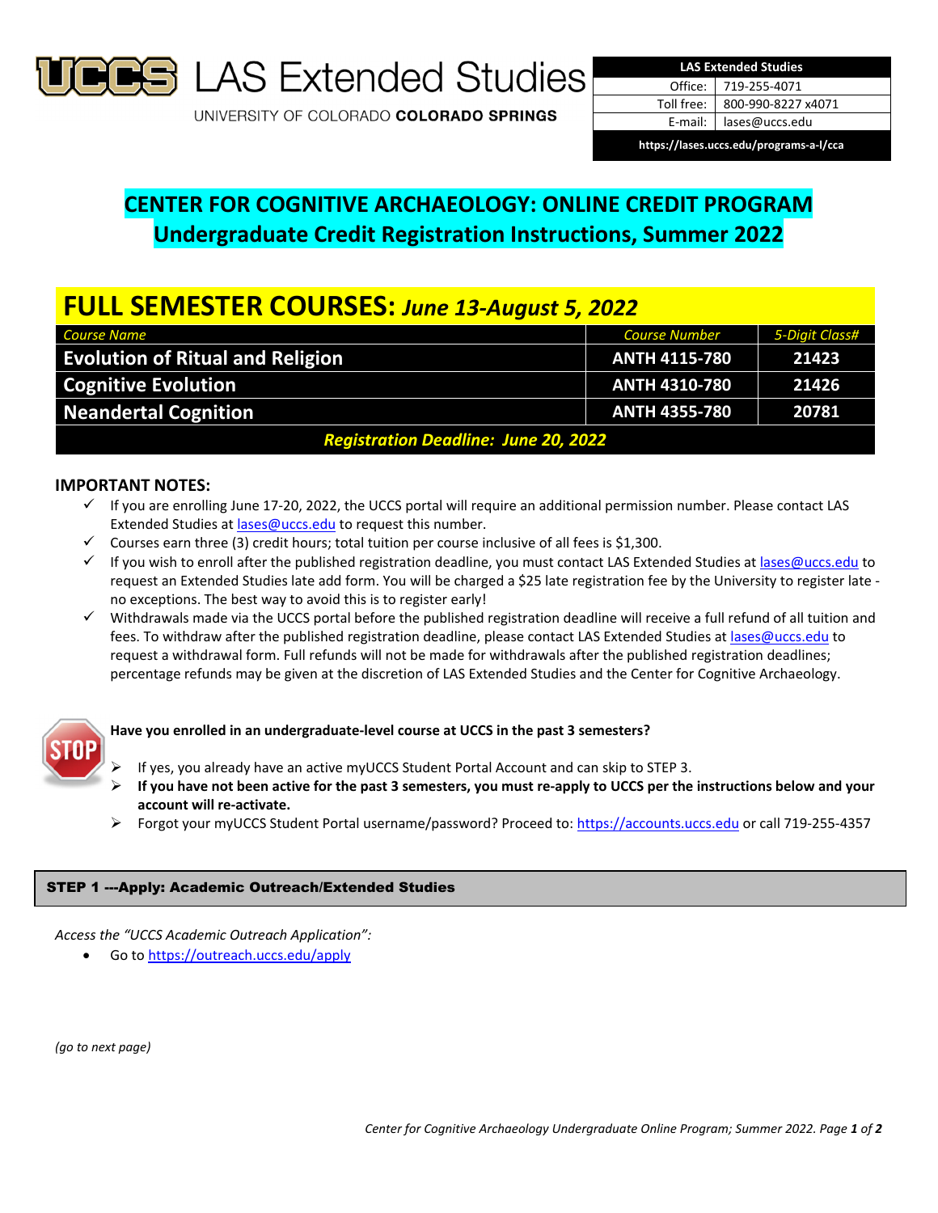# UCCS LAS Extended Studies

UNIVERSITY OF COLORADO **COLORADO SPRINGS**

| LAS Extended Studies | |
|---|---|
| Office: | 719-255-4071 |
| Toll free: | 800-990-8227 x4071 |
| E-mail: | lases@uccs.edu |
| https://lases.uccs.edu/programs-a-l/cca | |

## CENTER FOR COGNITIVE ARCHAEOLOGY: ONLINE CREDIT PROGRAM
## Undergraduate Credit Registration Instructions, Summer 2022

### FULL SEMESTER COURSES: *June 13-August 5, 2022*

| *Course Name* | *Course Number* | *5-Digit Class#* |
|---|---|---|
| **Evolution of Ritual and Religion** | **ANTH 4115-780** | **21423** |
| **Cognitive Evolution** | **ANTH 4310-780** | **21426** |
| **Neandertal Cognition** | **ANTH 4355-780** | **20781** |
| ***Registration Deadline: June 20, 2022*** | | |

### IMPORTANT NOTES:

- ✓ If you are enrolling June 17-20, 2022, the UCCS portal will require an additional permission number. Please contact LAS Extended Studies at lases@uccs.edu to request this number.
- ✓ Courses earn three (3) credit hours; total tuition per course inclusive of all fees is $1,300.
- ✓ If you wish to enroll after the published registration deadline, you must contact LAS Extended Studies at lases@uccs.edu to request an Extended Studies late add form. You will be charged a $25 late registration fee by the University to register late - no exceptions. The best way to avoid this is to register early!
- ✓ Withdrawals made via the UCCS portal before the published registration deadline will receive a full refund of all tuition and fees. To withdraw after the published registration deadline, please contact LAS Extended Studies at lases@uccs.edu to request a withdrawal form. Full refunds will not be made for withdrawals after the published registration deadlines; percentage refunds may be given at the discretion of LAS Extended Studies and the Center for Cognitive Archaeology.

STOP

**Have you enrolled in an undergraduate-level course at UCCS in the past 3 semesters?**

- ➢ If yes, you already have an active myUCCS Student Portal Account and can skip to STEP 3.
- ➢ **If you have not been active for the past 3 semesters, you must re-apply to UCCS per the instructions below and your account will re-activate.**
- ➢ Forgot your myUCCS Student Portal username/password? Proceed to: https://accounts.uccs.edu or call 719-255-4357

### STEP 1 ---Apply: Academic Outreach/Extended Studies

*Access the "UCCS Academic Outreach Application":*

- Go to https://outreach.uccs.edu/apply

*(go to next page)*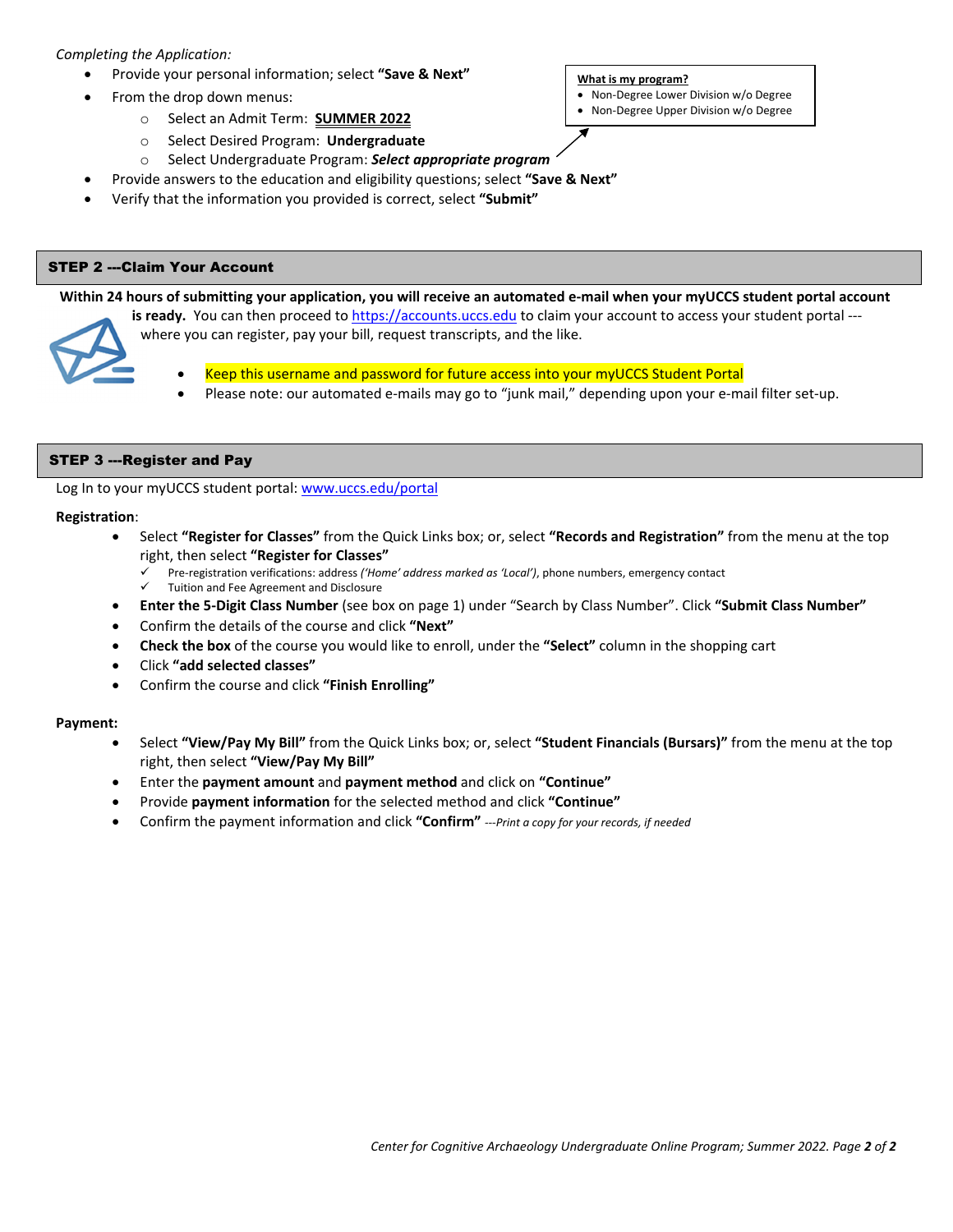*Completing the Application:*

- Provide your personal information; select **"Save & Next"**
- From the drop down menus:
  - Select an Admit Term: **SUMMER 2022**
  - Select Desired Program: **Undergraduate**
  - Select Undergraduate Program: ***Select appropriate program***
- Provide answers to the education and eligibility questions; select **"Save & Next"**
- Verify that the information you provided is correct, select **"Submit"**

**What is my program?**

- Non-Degree Lower Division w/o Degree
- Non-Degree Upper Division w/o Degree

## STEP 2 ---Claim Your Account

**Within 24 hours of submitting your application, you will receive an automated e-mail when your myUCCS student portal account is ready.** You can then proceed to https://accounts.uccs.edu to claim your account to access your student portal --- where you can register, pay your bill, request transcripts, and the like.

- Keep this username and password for future access into your myUCCS Student Portal
- Please note: our automated e-mails may go to "junk mail," depending upon your e-mail filter set-up.

## STEP 3 ---Register and Pay

Log In to your myUCCS student portal: www.uccs.edu/portal

**Registration**:

- Select **"Register for Classes"** from the Quick Links box; or, select **"Records and Registration"** from the menu at the top right, then select **"Register for Classes"**
  - ✓ Pre-registration verifications: address *('Home' address marked as 'Local')*, phone numbers, emergency contact
  - ✓ Tuition and Fee Agreement and Disclosure
- **Enter the 5-Digit Class Number** (see box on page 1) under "Search by Class Number". Click **"Submit Class Number"**
- Confirm the details of the course and click **"Next"**
- **Check the box** of the course you would like to enroll, under the **"Select"** column in the shopping cart
- Click **"add selected classes"**
- Confirm the course and click **"Finish Enrolling"**

**Payment:**

- Select **"View/Pay My Bill"** from the Quick Links box; or, select **"Student Financials (Bursars)"** from the menu at the top right, then select **"View/Pay My Bill"**
- Enter the **payment amount** and **payment method** and click on **"Continue"**
- Provide **payment information** for the selected method and click **"Continue"**
- Confirm the payment information and click **"Confirm"** *---Print a copy for your records, if needed*